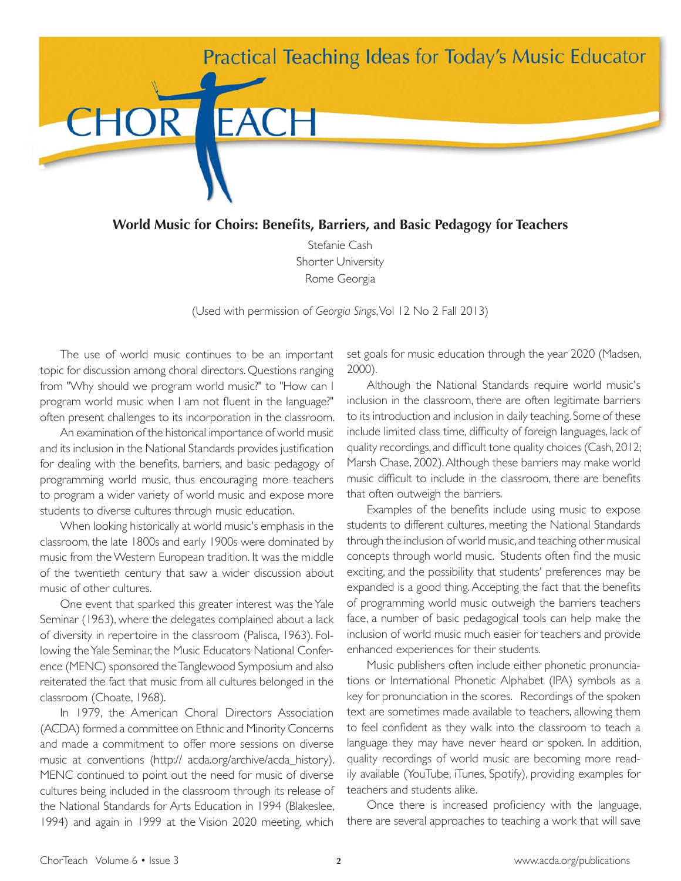# World Music for Choirs: Benefits, Barriers, and Basic Pedagogy for Teachers

Stefanie Cash
Shorter University
Rome Georgia

(Used with permission of *Georgia Sings*, Vol 12 No 2 Fall 2013)

The use of world music continues to be an important topic for discussion among choral directors. Questions ranging from "Why should we program world music?" to "How can I program world music when I am not fluent in the language?" often present challenges to its incorporation in the classroom.

An examination of the historical importance of world music and its inclusion in the National Standards provides justification for dealing with the benefits, barriers, and basic pedagogy of programming world music, thus encouraging more teachers to program a wider variety of world music and expose more students to diverse cultures through music education.

When looking historically at world music's emphasis in the classroom, the late 1800s and early 1900s were dominated by music from the Western European tradition. It was the middle of the twentieth century that saw a wider discussion about music of other cultures.

One event that sparked this greater interest was the Yale Seminar (1963), where the delegates complained about a lack of diversity in repertoire in the classroom (Palisca, 1963). Following the Yale Seminar, the Music Educators National Conference (MENC) sponsored the Tanglewood Symposium and also reiterated the fact that music from all cultures belonged in the classroom (Choate, 1968).

In 1979, the American Choral Directors Association (ACDA) formed a committee on Ethnic and Minority Concerns and made a commitment to offer more sessions on diverse music at conventions (http:// acda.org/archive/acda_history). MENC continued to point out the need for music of diverse cultures being included in the classroom through its release of the National Standards for Arts Education in 1994 (Blakeslee, 1994) and again in 1999 at the Vision 2020 meeting, which set goals for music education through the year 2020 (Madsen, 2000).

Although the National Standards require world music's inclusion in the classroom, there are often legitimate barriers to its introduction and inclusion in daily teaching. Some of these include limited class time, difficulty of foreign languages, lack of quality recordings, and difficult tone quality choices (Cash, 2012; Marsh Chase, 2002). Although these barriers may make world music difficult to include in the classroom, there are benefits that often outweigh the barriers.

Examples of the benefits include using music to expose students to different cultures, meeting the National Standards through the inclusion of world music, and teaching other musical concepts through world music. Students often find the music exciting, and the possibility that students' preferences may be expanded is a good thing. Accepting the fact that the benefits of programming world music outweigh the barriers teachers face, a number of basic pedagogical tools can help make the inclusion of world music much easier for teachers and provide enhanced experiences for their students.

Music publishers often include either phonetic pronunciations or International Phonetic Alphabet (IPA) symbols as a key for pronunciation in the scores. Recordings of the spoken text are sometimes made available to teachers, allowing them to feel confident as they walk into the classroom to teach a language they may have never heard or spoken. In addition, quality recordings of world music are becoming more readily available (YouTube, iTunes, Spotify), providing examples for teachers and students alike.

Once there is increased proficiency with the language, there are several approaches to teaching a work that will save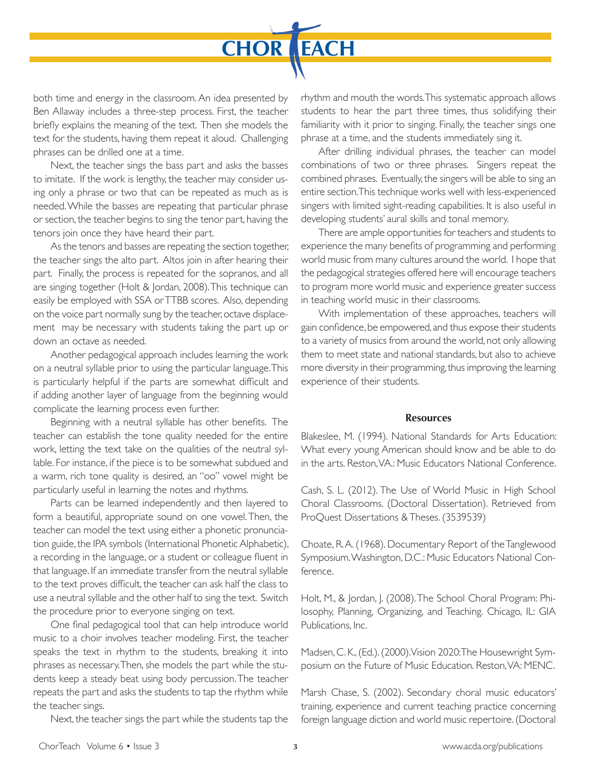both time and energy in the classroom. An idea presented by Ben Allaway includes a three-step process. First, the teacher briefly explains the meaning of the text. Then she models the text for the students, having them repeat it aloud. Challenging phrases can be drilled one at a time.

Next, the teacher sings the bass part and asks the basses to imitate. If the work is lengthy, the teacher may consider using only a phrase or two that can be repeated as much as is needed. While the basses are repeating that particular phrase or section, the teacher begins to sing the tenor part, having the tenors join once they have heard their part.

As the tenors and basses are repeating the section together, the teacher sings the alto part. Altos join in after hearing their part. Finally, the process is repeated for the sopranos, and all are singing together (Holt & Jordan, 2008). This technique can easily be employed with SSA or TTBB scores. Also, depending on the voice part normally sung by the teacher, octave displacement may be necessary with students taking the part up or down an octave as needed.

Another pedagogical approach includes learning the work on a neutral syllable prior to using the particular language. This is particularly helpful if the parts are somewhat difficult and if adding another layer of language from the beginning would complicate the learning process even further.

Beginning with a neutral syllable has other benefits. The teacher can establish the tone quality needed for the entire work, letting the text take on the qualities of the neutral syllable. For instance, if the piece is to be somewhat subdued and a warm, rich tone quality is desired, an "oo" vowel might be particularly useful in learning the notes and rhythms.

Parts can be learned independently and then layered to form a beautiful, appropriate sound on one vowel. Then, the teacher can model the text using either a phonetic pronunciation guide, the IPA symbols (International Phonetic Alphabetic), a recording in the language, or a student or colleague fluent in that language. If an immediate transfer from the neutral syllable to the text proves difficult, the teacher can ask half the class to use a neutral syllable and the other half to sing the text. Switch the procedure prior to everyone singing on text.

One final pedagogical tool that can help introduce world music to a choir involves teacher modeling. First, the teacher speaks the text in rhythm to the students, breaking it into phrases as necessary. Then, she models the part while the students keep a steady beat using body percussion. The teacher repeats the part and asks the students to tap the rhythm while the teacher sings.

Next, the teacher sings the part while the students tap the rhythm and mouth the words. This systematic approach allows students to hear the part three times, thus solidifying their familiarity with it prior to singing. Finally, the teacher sings one phrase at a time, and the students immediately sing it.

After drilling individual phrases, the teacher can model combinations of two or three phrases. Singers repeat the combined phrases. Eventually, the singers will be able to sing an entire section. This technique works well with less-experienced singers with limited sight-reading capabilities. It is also useful in developing students' aural skills and tonal memory.

There are ample opportunities for teachers and students to experience the many benefits of programming and performing world music from many cultures around the world. I hope that the pedagogical strategies offered here will encourage teachers to program more world music and experience greater success in teaching world music in their classrooms.

With implementation of these approaches, teachers will gain confidence, be empowered, and thus expose their students to a variety of musics from around the world, not only allowing them to meet state and national standards, but also to achieve more diversity in their programming, thus improving the learning experience of their students.

**Resources**

Blakeslee, M. (1994). National Standards for Arts Education: What every young American should know and be able to do in the arts. Reston, VA.: Music Educators National Conference.

Cash, S. L. (2012). The Use of World Music in High School Choral Classrooms. (Doctoral Dissertation). Retrieved from ProQuest Dissertations & Theses. (3539539)

Choate, R. A. (1968). Documentary Report of the Tanglewood Symposium. Washington, D.C.: Music Educators National Conference.

Holt, M., & Jordan, J. (2008). The School Choral Program: Philosophy, Planning, Organizing, and Teaching. Chicago, IL: GIA Publications, Inc.

Madsen, C. K., (Ed.). (2000). Vision 2020: The Housewright Symposium on the Future of Music Education. Reston, VA: MENC.

Marsh Chase, S. (2002). Secondary choral music educators' training, experience and current teaching practice concerning foreign language diction and world music repertoire. (Doctoral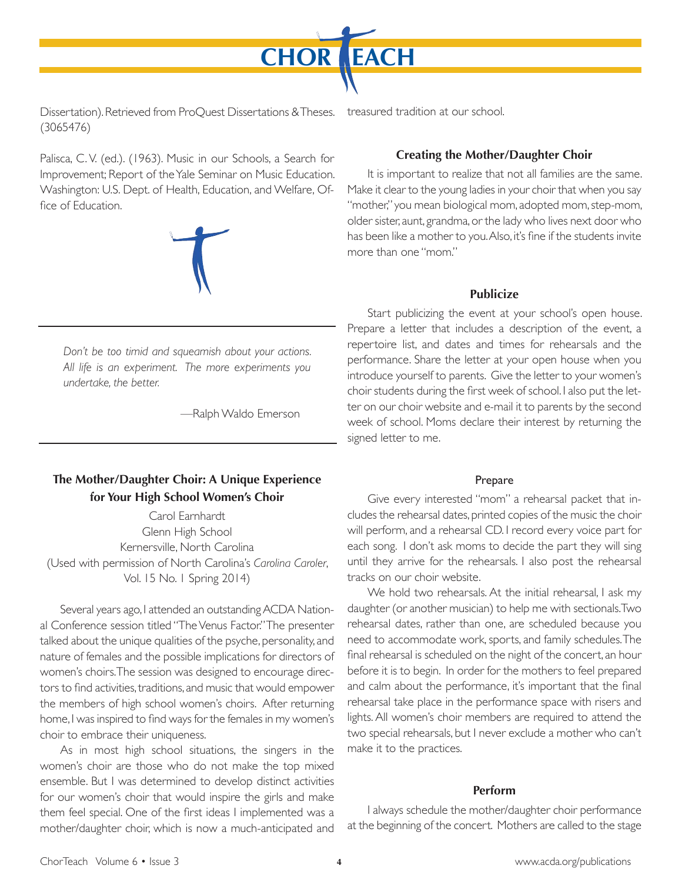Dissertation). Retrieved from ProQuest Dissertations & Theses. (3065476)

Palisca, C. V. (ed.). (1963). Music in our Schools, a Search for Improvement; Report of the Yale Seminar on Music Education. Washington: U.S. Dept. of Health, Education, and Welfare, Office of Education.

*Don't be too timid and squeamish about your actions. All life is an experiment. The more experiments you undertake, the better.*

—Ralph Waldo Emerson

## The Mother/Daughter Choir: A Unique Experience for Your High School Women's Choir

Carol Earnhardt
Glenn High School
Kernersville, North Carolina
(Used with permission of North Carolina's *Carolina Caroler*, Vol. 15 No. 1 Spring 2014)

Several years ago, I attended an outstanding ACDA National Conference session titled "The Venus Factor." The presenter talked about the unique qualities of the psyche, personality, and nature of females and the possible implications for directors of women's choirs. The session was designed to encourage directors to find activities, traditions, and music that would empower the members of high school women's choirs. After returning home, I was inspired to find ways for the females in my women's choir to embrace their uniqueness.

As in most high school situations, the singers in the women's choir are those who do not make the top mixed ensemble. But I was determined to develop distinct activities for our women's choir that would inspire the girls and make them feel special. One of the first ideas I implemented was a mother/daughter choir, which is now a much-anticipated and treasured tradition at our school.

### Creating the Mother/Daughter Choir

It is important to realize that not all families are the same. Make it clear to the young ladies in your choir that when you say "mother," you mean biological mom, adopted mom, step-mom, older sister, aunt, grandma, or the lady who lives next door who has been like a mother to you. Also, it's fine if the students invite more than one "mom."

### Publicize

Start publicizing the event at your school's open house. Prepare a letter that includes a description of the event, a repertoire list, and dates and times for rehearsals and the performance. Share the letter at your open house when you introduce yourself to parents. Give the letter to your women's choir students during the first week of school. I also put the letter on our choir website and e-mail it to parents by the second week of school. Moms declare their interest by returning the signed letter to me.

### Prepare

Give every interested "mom" a rehearsal packet that includes the rehearsal dates, printed copies of the music the choir will perform, and a rehearsal CD. I record every voice part for each song. I don't ask moms to decide the part they will sing until they arrive for the rehearsals. I also post the rehearsal tracks on our choir website.

We hold two rehearsals. At the initial rehearsal, I ask my daughter (or another musician) to help me with sectionals. Two rehearsal dates, rather than one, are scheduled because you need to accommodate work, sports, and family schedules. The final rehearsal is scheduled on the night of the concert, an hour before it is to begin. In order for the mothers to feel prepared and calm about the performance, it's important that the final rehearsal take place in the performance space with risers and lights. All women's choir members are required to attend the two special rehearsals, but I never exclude a mother who can't make it to the practices.

### Perform

I always schedule the mother/daughter choir performance at the beginning of the concert. Mothers are called to the stage